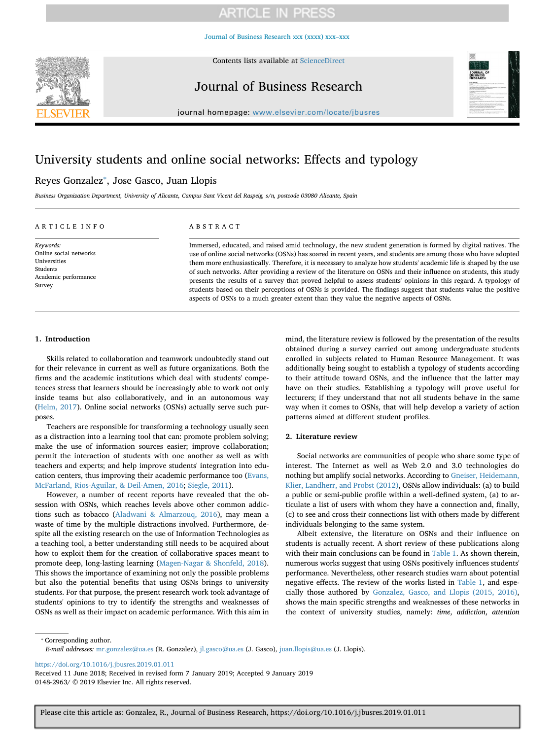# University students and online social networks: Effects and typology

Reyes Gonzalez*, Jose Gasco, Juan Llopis

*Business Organization Department, University of Alicante, Campus Sant Vicent del Raspeig, s/n, postcode 03080 Alicante, Spain*

**ARTICLE INFO**

*Keywords:*
Online social networks
Universities
Students
Academic performance
Survey

**ABSTRACT**

Immersed, educated, and raised amid technology, the new student generation is formed by digital natives. The use of online social networks (OSNs) has soared in recent years, and students are among those who have adopted them more enthusiastically. Therefore, it is necessary to analyze how students' academic life is shaped by the use of such networks. After providing a review of the literature on OSNs and their influence on students, this study presents the results of a survey that proved helpful to assess students' opinions in this regard. A typology of students based on their perceptions of OSNs is provided. The findings suggest that students value the positive aspects of OSNs to a much greater extent than they value the negative aspects of OSNs.

## 1. Introduction

Skills related to collaboration and teamwork undoubtedly stand out for their relevance in current as well as future organizations. Both the firms and the academic institutions which deal with students' competences stress that learners should be increasingly able to work not only inside teams but also collaboratively, and in an autonomous way (Helm, 2017). Online social networks (OSNs) actually serve such purposes.

Teachers are responsible for transforming a technology usually seen as a distraction into a learning tool that can: promote problem solving; make the use of information sources easier; improve collaboration; permit the interaction of students with one another as well as with teachers and experts; and help improve students' integration into education centers, thus improving their academic performance too (Evans, McFarland, Rios-Aguilar, & Deil-Amen, 2016; Siegle, 2011).

However, a number of recent reports have revealed that the obsession with OSNs, which reaches levels above other common addictions such as tobacco (Aladwani & Almarzouq, 2016), may mean a waste of time by the multiple distractions involved. Furthermore, despite all the existing research on the use of Information Technologies as a teaching tool, a better understanding still needs to be acquired about how to exploit them for the creation of collaborative spaces meant to promote deep, long-lasting learning (Magen-Nagar & Shonfeld, 2018). This shows the importance of examining not only the possible problems but also the potential benefits that using OSNs brings to university students. For that purpose, the present research work took advantage of students' opinions to try to identify the strengths and weaknesses of OSNs as well as their impact on academic performance. With this aim in mind, the literature review is followed by the presentation of the results obtained during a survey carried out among undergraduate students enrolled in subjects related to Human Resource Management. It was additionally being sought to establish a typology of students according to their attitude toward OSNs, and the influence that the latter may have on their studies. Establishing a typology will prove useful for lecturers; if they understand that not all students behave in the same way when it comes to OSNs, that will help develop a variety of action patterns aimed at different student profiles.

## 2. Literature review

Social networks are communities of people who share some type of interest. The Internet as well as Web 2.0 and 3.0 technologies do nothing but amplify social networks. According to Gneiser, Heidemann, Klier, Landherr, and Probst (2012), OSNs allow individuals: (a) to build a public or semi-public profile within a well-defined system, (a) to articulate a list of users with whom they have a connection and, finally, (c) to see and cross their connections list with others made by different individuals belonging to the same system.

Albeit extensive, the literature on OSNs and their influence on students is actually recent. A short review of these publications along with their main conclusions can be found in Table 1. As shown therein, numerous works suggest that using OSNs positively influences students' performance. Nevertheless, other research studies warn about potential negative effects. The review of the works listed in Table 1, and especially those authored by Gonzalez, Gasco, and Llopis (2015, 2016), shows the main specific strengths and weaknesses of these networks in the context of university studies, namely: *time*, *addiction*, *attention*

---

* Corresponding author.
*E-mail addresses:* mr.gonzalez@ua.es (R. Gonzalez), jl.gasco@ua.es (J. Gasco), juan.llopis@ua.es (J. Llopis).

https://doi.org/10.1016/j.jbusres.2019.01.011
Received 11 June 2018; Received in revised form 7 January 2019; Accepted 9 January 2019
0148-2963/ © 2019 Elsevier Inc. All rights reserved.

Please cite this article as: Gonzalez, R., Journal of Business Research, https://doi.org/10.1016/j.jbusres.2019.01.011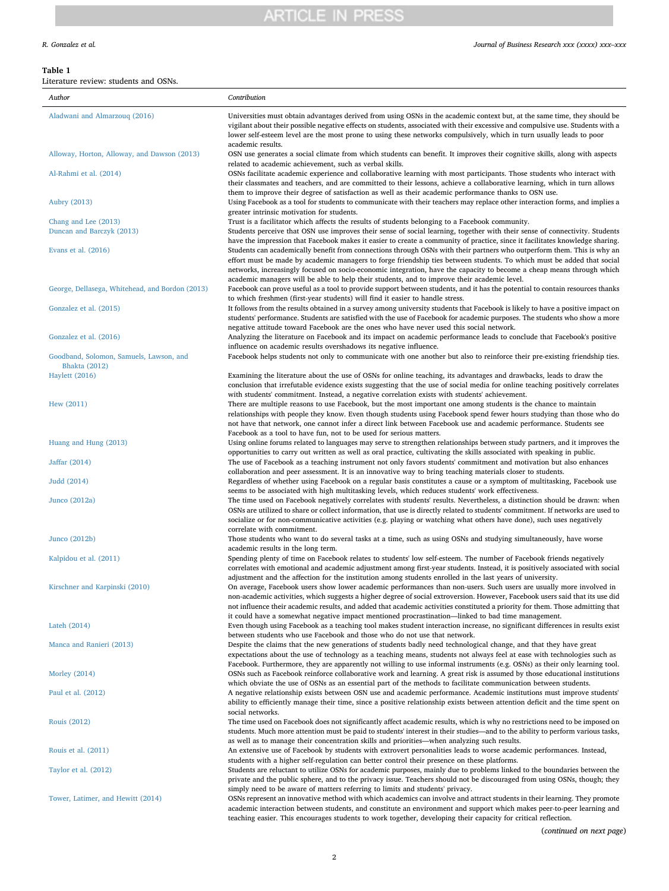**Table 1**
Literature review: students and OSNs.

| Author | Contribution |
|---|---|
| Aladwani and Almarzouq (2016) | Universities must obtain advantages derived from using OSNs in the academic context but, at the same time, they should be vigilant about their possible negative effects on students, associated with their excessive and compulsive use. Students with a lower self-esteem level are the most prone to using these networks compulsively, which in turn usually leads to poor academic results. |
| Alloway, Horton, Alloway, and Dawson (2013) | OSN use generates a social climate from which students can benefit. It improves their cognitive skills, along with aspects related to academic achievement, such as verbal skills. |
| Al-Rahmi et al. (2014) | OSNs facilitate academic experience and collaborative learning with most participants. Those students who interact with their classmates and teachers, and are committed to their lessons, achieve a collaborative learning, which in turn allows them to improve their degree of satisfaction as well as their academic performance thanks to OSN use. |
| Aubry (2013) | Using Facebook as a tool for students to communicate with their teachers may replace other interaction forms, and implies a greater intrinsic motivation for students. |
| Chang and Lee (2013) | Trust is a facilitator which affects the results of students belonging to a Facebook community. |
| Duncan and Barczyk (2013) | Students perceive that OSN use improves their sense of social learning, together with their sense of connectivity. Students have the impression that Facebook makes it easier to create a community of practice, since it facilitates knowledge sharing. |
| Evans et al. (2016) | Students can academically benefit from connections through OSNs with their partners who outperform them. This is why an effort must be made by academic managers to forge friendship ties between students. To which must be added that social networks, increasingly focused on socio-economic integration, have the capacity to become a cheap means through which academic managers will be able to help their students, and to improve their academic level. |
| George, Dellasega, Whitehead, and Bordon (2013) | Facebook can prove useful as a tool to provide support between students, and it has the potential to contain resources thanks to which freshmen (first-year students) will find it easier to handle stress. |
| Gonzalez et al. (2015) | It follows from the results obtained in a survey among university students that Facebook is likely to have a positive impact on students' performance. Students are satisfied with the use of Facebook for academic purposes. The students who show a more negative attitude toward Facebook are the ones who have never used this social network. |
| Gonzalez et al. (2016) | Analyzing the literature on Facebook and its impact on academic performance leads to conclude that Facebook's positive influence on academic results overshadows its negative influence. |
| Goodband, Solomon, Samuels, Lawson, and Bhakta (2012) | Facebook helps students not only to communicate with one another but also to reinforce their pre-existing friendship ties. |
| Haylett (2016) | Examining the literature about the use of OSNs for online teaching, its advantages and drawbacks, leads to draw the conclusion that irrefutable evidence exists suggesting that the use of social media for online teaching positively correlates with students' commitment. Instead, a negative correlation exists with students' achievement. |
| Hew (2011) | There are multiple reasons to use Facebook, but the most important one among students is the chance to maintain relationships with people they know. Even though students using Facebook spend fewer hours studying than those who do not have that network, one cannot infer a direct link between Facebook use and academic performance. Students see Facebook as a tool to have fun, not to be used for serious matters. |
| Huang and Hung (2013) | Using online forums related to languages may serve to strengthen relationships between study partners, and it improves the opportunities to carry out written as well as oral practice, cultivating the skills associated with speaking in public. |
| Jaffar (2014) | The use of Facebook as a teaching instrument not only favors students' commitment and motivation but also enhances collaboration and peer assessment. It is an innovative way to bring teaching materials closer to students. |
| Judd (2014) | Regardless of whether using Facebook on a regular basis constitutes a cause or a symptom of multitasking, Facebook use seems to be associated with high multitasking levels, which reduces students' work effectiveness. |
| Junco (2012a) | The time used on Facebook negatively correlates with students' results. Nevertheless, a distinction should be drawn: when OSNs are utilized to share or collect information, that use is directly related to students' commitment. If networks are used to socialize or for non-communicative activities (e.g. playing or watching what others have done), such uses negatively correlate with commitment. |
| Junco (2012b) | Those students who want to do several tasks at a time, such as using OSNs and studying simultaneously, have worse academic results in the long term. |
| Kalpidou et al. (2011) | Spending plenty of time on Facebook relates to students' low self-esteem. The number of Facebook friends negatively correlates with emotional and academic adjustment among first-year students. Instead, it is positively associated with social adjustment and the affection for the institution among students enrolled in the last years of university. |
| Kirschner and Karpinski (2010) | On average, Facebook users show lower academic performances than non-users. Such users are usually more involved in non-academic activities, which suggests a higher degree of social extroversion. However, Facebook users said that its use did not influence their academic results, and added that academic activities constituted a priority for them. Those admitting that it could have a somewhat negative impact mentioned procrastination—linked to bad time management. |
| Lateh (2014) | Even though using Facebook as a teaching tool makes student interaction increase, no significant differences in results exist between students who use Facebook and those who do not use that network. |
| Manca and Ranieri (2013) | Despite the claims that the new generations of students badly need technological change, and that they have great expectations about the use of technology as a teaching means, students not always feel at ease with technologies such as Facebook. Furthermore, they are apparently not willing to use informal instruments (e.g. OSNs) as their only learning tool. |
| Morley (2014) | OSNs such as Facebook reinforce collaborative work and learning. A great risk is assumed by those educational institutions which obviate the use of OSNs as an essential part of the methods to facilitate communication between students. |
| Paul et al. (2012) | A negative relationship exists between OSN use and academic performance. Academic institutions must improve students' ability to efficiently manage their time, since a positive relationship exists between attention deficit and the time spent on social networks. |
| Rouis (2012) | The time used on Facebook does not significantly affect academic results, which is why no restrictions need to be imposed on students. Much more attention must be paid to students' interest in their studies—and to the ability to perform various tasks, as well as to manage their concentration skills and priorities—when analyzing such results. |
| Rouis et al. (2011) | An extensive use of Facebook by students with extrovert personalities leads to worse academic performances. Instead, students with a higher self-regulation can better control their presence on these platforms. |
| Taylor et al. (2012) | Students are reluctant to utilize OSNs for academic purposes, mainly due to problems linked to the boundaries between the private and the public sphere, and to the privacy issue. Teachers should not be discouraged from using OSNs, though; they simply need to be aware of matters referring to limits and students' privacy. |
| Tower, Latimer, and Hewitt (2014) | OSNs represent an innovative method with which academics can involve and attract students in their learning. They promote academic interaction between students, and constitute an environment and support which makes peer-to-peer learning and teaching easier. This encourages students to work together, developing their capacity for critical reflection. |

(*continued on next page*)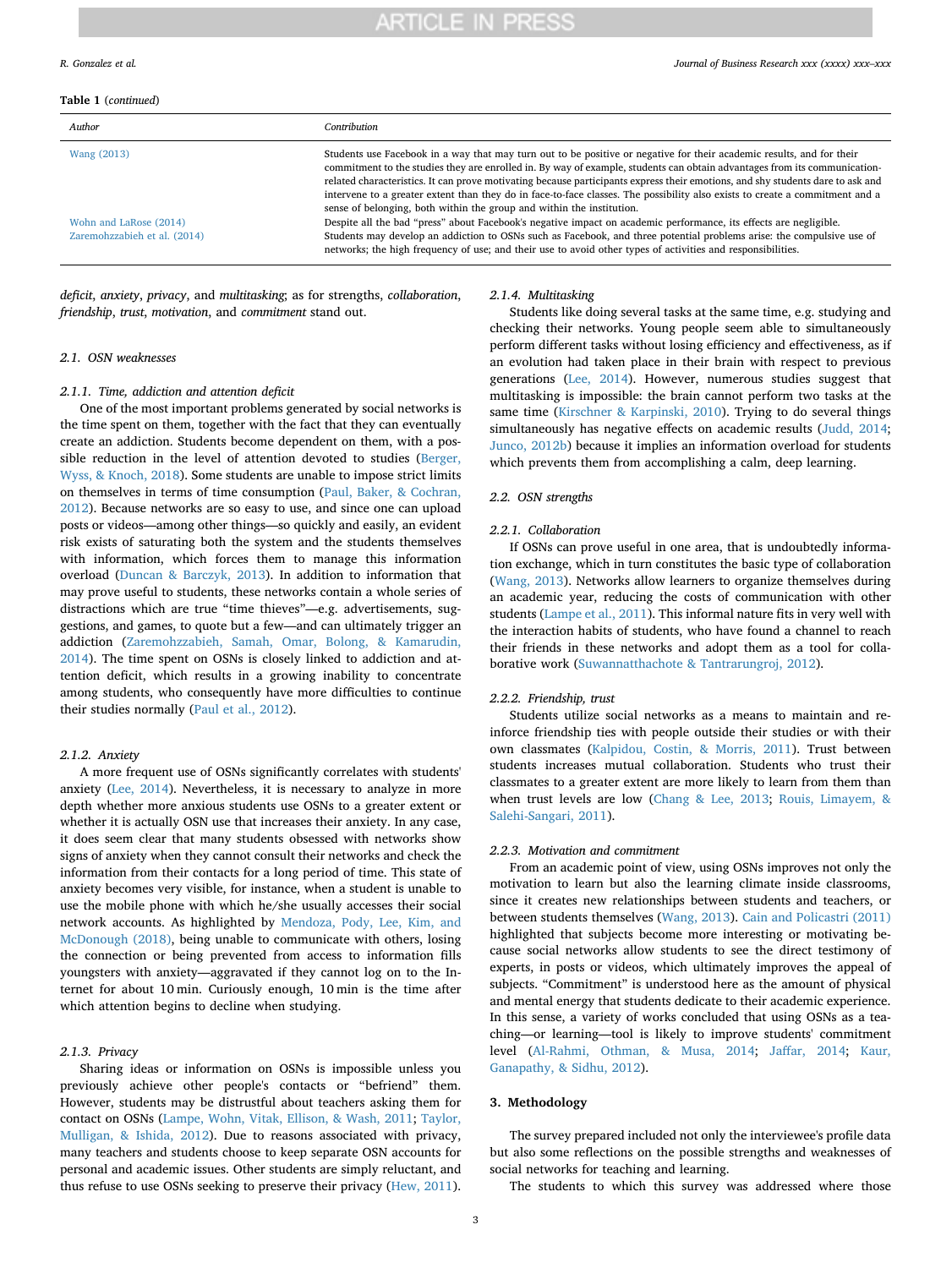**Table 1** (*continued*)

| Author | Contribution |
|---|---|
| Wang (2013) | Students use Facebook in a way that may turn out to be positive or negative for their academic results, and for their commitment to the studies they are enrolled in. By way of example, students can obtain advantages from its communication-related characteristics. It can prove motivating because participants express their emotions, and shy students dare to ask and intervene to a greater extent than they do in face-to-face classes. The possibility also exists to create a commitment and a sense of belonging, both within the group and within the institution. |
| Wohn and LaRose (2014) | Despite all the bad "press" about Facebook's negative impact on academic performance, its effects are negligible. |
| Zaremohzzabieh et al. (2014) | Students may develop an addiction to OSNs such as Facebook, and three potential problems arise: the compulsive use of networks; the high frequency of use; and their use to avoid other types of activities and responsibilities. |

*deficit*, *anxiety*, *privacy*, and *multitasking*; as for strengths, *collaboration*, *friendship*, *trust*, *motivation*, and *commitment* stand out.

### 2.1. OSN weaknesses

#### 2.1.1. Time, addiction and attention deficit

One of the most important problems generated by social networks is the time spent on them, together with the fact that they can eventually create an addiction. Students become dependent on them, with a possible reduction in the level of attention devoted to studies (Berger, Wyss, & Knoch, 2018). Some students are unable to impose strict limits on themselves in terms of time consumption (Paul, Baker, & Cochran, 2012). Because networks are so easy to use, and since one can upload posts or videos—among other things—so quickly and easily, an evident risk exists of saturating both the system and the students themselves with information, which forces them to manage this information overload (Duncan & Barczyk, 2013). In addition to information that may prove useful to students, these networks contain a whole series of distractions which are true "time thieves"—e.g. advertisements, suggestions, and games, to quote but a few—and can ultimately trigger an addiction (Zaremohzzabieh, Samah, Omar, Bolong, & Kamarudin, 2014). The time spent on OSNs is closely linked to addiction and attention deficit, which results in a growing inability to concentrate among students, who consequently have more difficulties to continue their studies normally (Paul et al., 2012).

#### 2.1.2. Anxiety

A more frequent use of OSNs significantly correlates with students' anxiety (Lee, 2014). Nevertheless, it is necessary to analyze in more depth whether more anxious students use OSNs to a greater extent or whether it is actually OSN use that increases their anxiety. In any case, it does seem clear that many students obsessed with networks show signs of anxiety when they cannot consult their networks and check the information from their contacts for a long period of time. This state of anxiety becomes very visible, for instance, when a student is unable to use the mobile phone with which he/she usually accesses their social network accounts. As highlighted by Mendoza, Pody, Lee, Kim, and McDonough (2018), being unable to communicate with others, losing the connection or being prevented from access to information fills youngsters with anxiety—aggravated if they cannot log on to the Internet for about 10 min. Curiously enough, 10 min is the time after which attention begins to decline when studying.

#### 2.1.3. Privacy

Sharing ideas or information on OSNs is impossible unless you previously achieve other people's contacts or "befriend" them. However, students may be distrustful about teachers asking them for contact on OSNs (Lampe, Wohn, Vitak, Ellison, & Wash, 2011; Taylor, Mulligan, & Ishida, 2012). Due to reasons associated with privacy, many teachers and students choose to keep separate OSN accounts for personal and academic issues. Other students are simply reluctant, and thus refuse to use OSNs seeking to preserve their privacy (Hew, 2011).

#### 2.1.4. Multitasking

Students like doing several tasks at the same time, e.g. studying and checking their networks. Young people seem able to simultaneously perform different tasks without losing efficiency and effectiveness, as if an evolution had taken place in their brain with respect to previous generations (Lee, 2014). However, numerous studies suggest that multitasking is impossible: the brain cannot perform two tasks at the same time (Kirschner & Karpinski, 2010). Trying to do several things simultaneously has negative effects on academic results (Judd, 2014; Junco, 2012b) because it implies an information overload for students which prevents them from accomplishing a calm, deep learning.

### 2.2. OSN strengths

#### 2.2.1. Collaboration

If OSNs can prove useful in one area, that is undoubtedly information exchange, which in turn constitutes the basic type of collaboration (Wang, 2013). Networks allow learners to organize themselves during an academic year, reducing the costs of communication with other students (Lampe et al., 2011). This informal nature fits in very well with the interaction habits of students, who have found a channel to reach their friends in these networks and adopt them as a tool for collaborative work (Suwannatthachote & Tantrarungroj, 2012).

#### 2.2.2. Friendship, trust

Students utilize social networks as a means to maintain and reinforce friendship ties with people outside their studies or with their own classmates (Kalpidou, Costin, & Morris, 2011). Trust between students increases mutual collaboration. Students who trust their classmates to a greater extent are more likely to learn from them than when trust levels are low (Chang & Lee, 2013; Rouis, Limayem, & Salehi-Sangari, 2011).

#### 2.2.3. Motivation and commitment

From an academic point of view, using OSNs improves not only the motivation to learn but also the learning climate inside classrooms, since it creates new relationships between students and teachers, or between students themselves (Wang, 2013). Cain and Policastri (2011) highlighted that subjects become more interesting or motivating because social networks allow students to see the direct testimony of experts, in posts or videos, which ultimately improves the appeal of subjects. "Commitment" is understood here as the amount of physical and mental energy that students dedicate to their academic experience. In this sense, a variety of works concluded that using OSNs as a teaching—or learning—tool is likely to improve students' commitment level (Al-Rahmi, Othman, & Musa, 2014; Jaffar, 2014; Kaur, Ganapathy, & Sidhu, 2012).

## 3. Methodology

The survey prepared included not only the interviewee's profile data but also some reflections on the possible strengths and weaknesses of social networks for teaching and learning.

The students to which this survey was addressed where those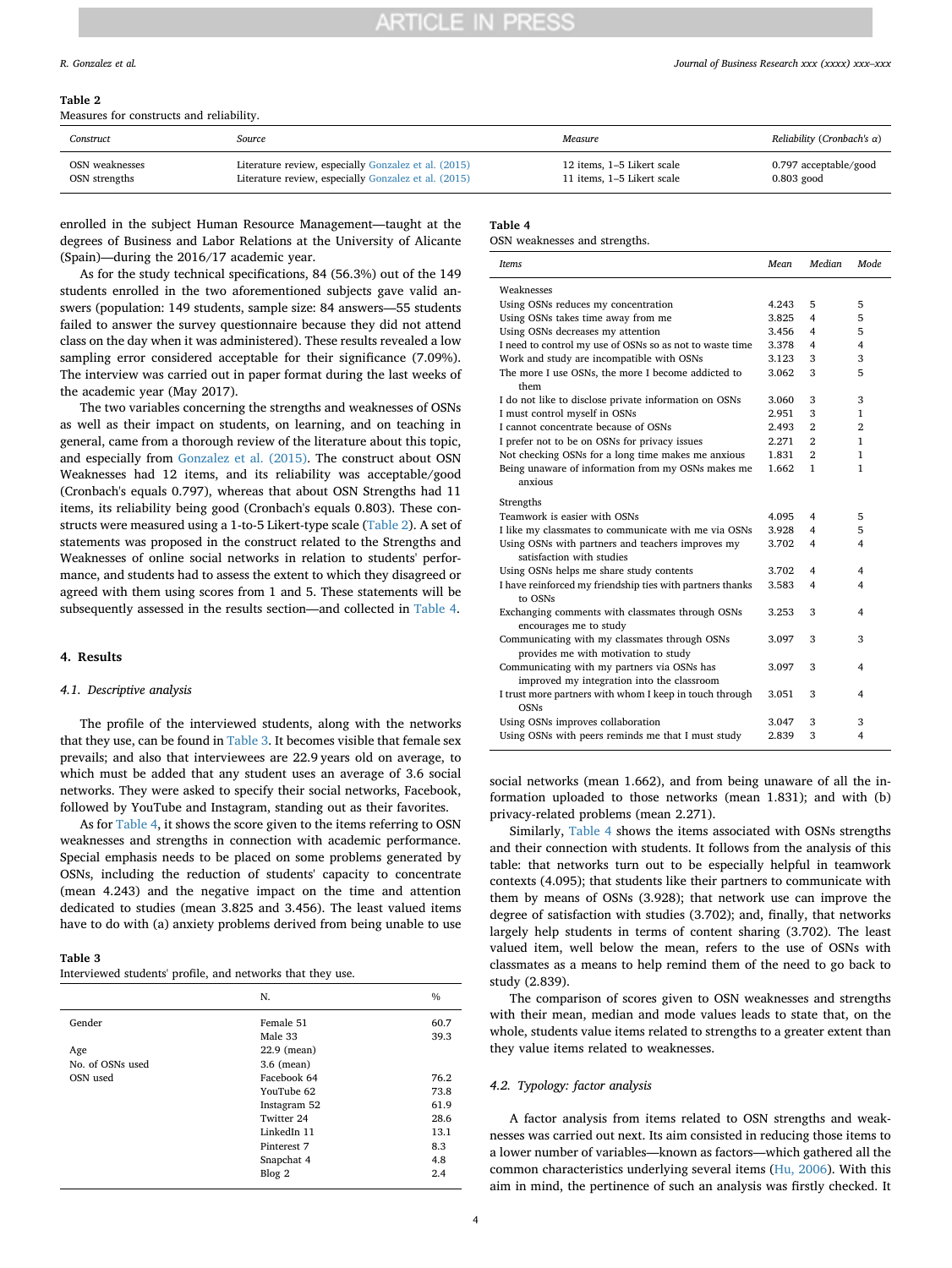**Table 2**
Measures for constructs and reliability.

| *Construct* | *Source* | *Measure* | *Reliability (Cronbach's α)* |
|---|---|---|---|
| OSN weaknesses | Literature review, especially Gonzalez et al. (2015) | 12 items, 1–5 Likert scale | 0.797 acceptable/good |
| OSN strengths | Literature review, especially Gonzalez et al. (2015) | 11 items, 1–5 Likert scale | 0.803 good |

enrolled in the subject Human Resource Management—taught at the degrees of Business and Labor Relations at the University of Alicante (Spain)—during the 2016/17 academic year.

As for the study technical specifications, 84 (56.3%) out of the 149 students enrolled in the two aforementioned subjects gave valid answers (population: 149 students, sample size: 84 answers—55 students failed to answer the survey questionnaire because they did not attend class on the day when it was administered). These results revealed a low sampling error considered acceptable for their significance (7.09%). The interview was carried out in paper format during the last weeks of the academic year (May 2017).

The two variables concerning the strengths and weaknesses of OSNs as well as their impact on students, on learning, and on teaching in general, came from a thorough review of the literature about this topic, and especially from Gonzalez et al. (2015). The construct about OSN Weaknesses had 12 items, and its reliability was acceptable/good (Cronbach's equals 0.797), whereas that about OSN Strengths had 11 items, its reliability being good (Cronbach's equals 0.803). These constructs were measured using a 1-to-5 Likert-type scale (Table 2). A set of statements was proposed in the construct related to the Strengths and Weaknesses of online social networks in relation to students' performance, and students had to assess the extent to which they disagreed or agreed with them using scores from 1 and 5. These statements will be subsequently assessed in the results section—and collected in Table 4.

## 4. Results

### 4.1. Descriptive analysis

The profile of the interviewed students, along with the networks that they use, can be found in Table 3. It becomes visible that female sex prevails; and also that interviewees are 22.9 years old on average, to which must be added that any student uses an average of 3.6 social networks. They were asked to specify their social networks, Facebook, followed by YouTube and Instagram, standing out as their favorites.

As for Table 4, it shows the score given to the items referring to OSN weaknesses and strengths in connection with academic performance. Special emphasis needs to be placed on some problems generated by OSNs, including the reduction of students' capacity to concentrate (mean 4.243) and the negative impact on the time and attention dedicated to studies (mean 3.825 and 3.456). The least valued items have to do with (a) anxiety problems derived from being unable to use social networks (mean 1.662), and from being unaware of all the information uploaded to those networks (mean 1.831); and with (b) privacy-related problems (mean 2.271).

**Table 3**
Interviewed students' profile, and networks that they use.

| | N. | % |
|---|---|---|
| Gender | Female 51 | 60.7 |
| | Male 33 | 39.3 |
| Age | 22.9 (mean) | |
| No. of OSNs used | 3.6 (mean) | |
| OSN used | Facebook 64 | 76.2 |
| | YouTube 62 | 73.8 |
| | Instagram 52 | 61.9 |
| | Twitter 24 | 28.6 |
| | LinkedIn 11 | 13.1 |
| | Pinterest 7 | 8.3 |
| | Snapchat 4 | 4.8 |
| | Blog 2 | 2.4 |

**Table 4**
OSN weaknesses and strengths.

| *Items* | *Mean* | *Median* | *Mode* |
|---|---|---|---|
| Weaknesses | | | |
| Using OSNs reduces my concentration | 4.243 | 5 | 5 |
| Using OSNs takes time away from me | 3.825 | 4 | 5 |
| Using OSNs decreases my attention | 3.456 | 4 | 5 |
| I need to control my use of OSNs so as not to waste time | 3.378 | 4 | 4 |
| Work and study are incompatible with OSNs | 3.123 | 3 | 3 |
| The more I use OSNs, the more I become addicted to them | 3.062 | 3 | 5 |
| I do not like to disclose private information on OSNs | 3.060 | 3 | 3 |
| I must control myself in OSNs | 2.951 | 3 | 1 |
| I cannot concentrate because of OSNs | 2.493 | 2 | 2 |
| I prefer not to be on OSNs for privacy issues | 2.271 | 2 | 1 |
| Not checking OSNs for a long time makes me anxious | 1.831 | 2 | 1 |
| Being unaware of information from my OSNs makes me anxious | 1.662 | 1 | 1 |
| Strengths | | | |
| Teamwork is easier with OSNs | 4.095 | 4 | 5 |
| I like my classmates to communicate with me via OSNs | 3.928 | 4 | 5 |
| Using OSNs with partners and teachers improves my satisfaction with studies | 3.702 | 4 | 4 |
| Using OSNs helps me share study contents | 3.702 | 4 | 4 |
| I have reinforced my friendship ties with partners thanks to OSNs | 3.583 | 4 | 4 |
| Exchanging comments with classmates through OSNs encourages me to study | 3.253 | 3 | 4 |
| Communicating with my classmates through OSNs provides me with motivation to study | 3.097 | 3 | 3 |
| Communicating with my partners via OSNs has improved my integration into the classroom | 3.097 | 3 | 4 |
| I trust more partners with whom I keep in touch through OSNs | 3.051 | 3 | 4 |
| Using OSNs improves collaboration | 3.047 | 3 | 3 |
| Using OSNs with peers reminds me that I must study | 2.839 | 3 | 4 |

Similarly, Table 4 shows the items associated with OSNs strengths and their connection with students. It follows from the analysis of this table: that networks turn out to be especially helpful in teamwork contexts (4.095); that students like their partners to communicate with them by means of OSNs (3.928); that network use can improve the degree of satisfaction with studies (3.702); and, finally, that networks largely help students in terms of content sharing (3.702). The least valued item, well below the mean, refers to the use of OSNs with classmates as a means to help remind them of the need to go back to study (2.839).

The comparison of scores given to OSN weaknesses and strengths with their mean, median and mode values leads to state that, on the whole, students value items related to strengths to a greater extent than they value items related to weaknesses.

### 4.2. Typology: factor analysis

A factor analysis from items related to OSN strengths and weaknesses was carried out next. Its aim consisted in reducing those items to a lower number of variables—known as factors—which gathered all the common characteristics underlying several items (Hu, 2006). With this aim in mind, the pertinence of such an analysis was firstly checked. It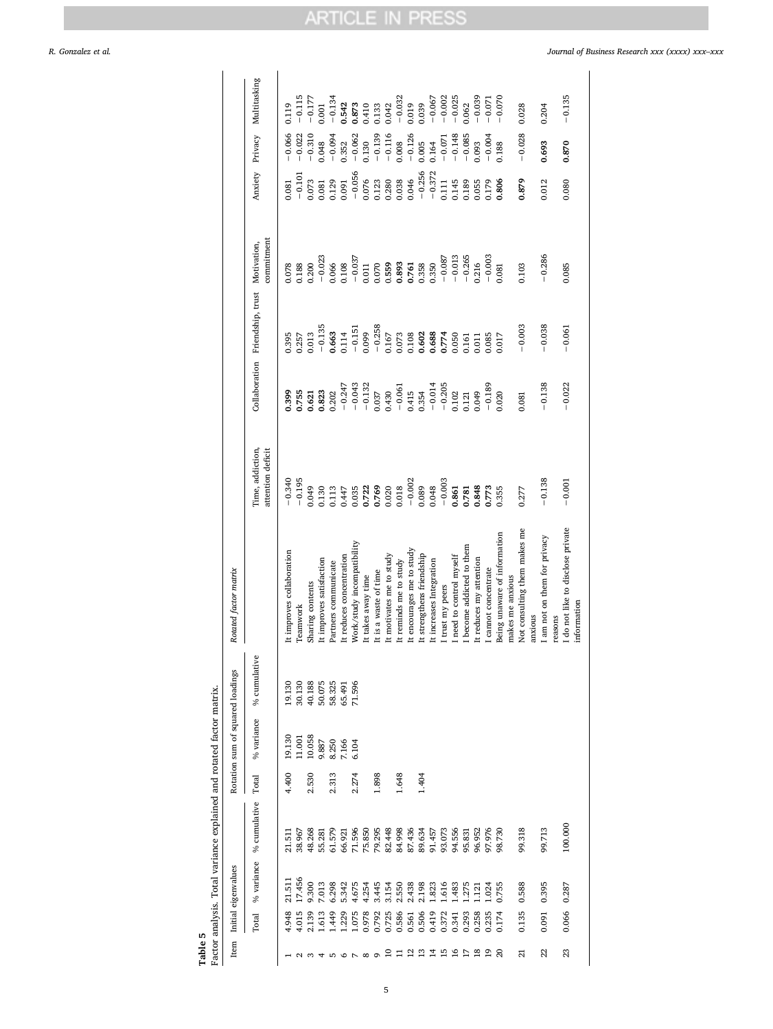**Table 5**
Factor analysis. Total variance explained and rotated factor matrix.

| Item | Initial eigenvalues | | | Rotation sum of squared loadings | | | Rotated factor matrix | | | | | | | |
|---|---|---|---|---|---|---|---|---|---|---|---|---|---|---|
| | Total | % variance | % cumulative | Total | % variance | % cumulative | | Time, addiction, attention deficit | Collaboration | Friendship, trust | Motivation, commitment | Anxiety | Privacy | Multitasking |
| 1 | 4.948 | 21.511 | 21.511 | 4.400 | 19.130 | 19.130 | It improves collaboration | −0.340 | **0.399** | 0.395 | 0.078 | 0.081 | −0.066 | 0.119 |
| 2 | 4.015 | 17.456 | 38.967 | | 11.001 | 30.130 | Teamwork | −0.195 | **0.755** | 0.257 | 0.188 | −0.101 | −0.022 | −0.115 |
| 3 | 2.139 | 9.300 | 48.268 | 2.530 | 10.058 | 40.188 | Sharing contents | 0.049 | **0.621** | 0.013 | 0.200 | 0.073 | −0.310 | −0.177 |
| 4 | 1.613 | 7.013 | 55.281 | | 9.887 | 50.075 | It improves satisfaction | 0.130 | **0.823** | −0.135 | −0.023 | 0.081 | 0.048 | 0.001 |
| 5 | 1.449 | 6.298 | 61.579 | 2.313 | 8.250 | 58.325 | Partners communicate | 0.113 | 0.202 | **0.663** | 0.066 | 0.129 | −0.094 | −0.134 |
| 6 | 1.229 | 5.342 | 66.921 | | 7.166 | 65.491 | It reduces concentration | 0.447 | −0.247 | 0.114 | 0.108 | 0.091 | 0.352 | **0.542** |
| 7 | 1.075 | 4.675 | 71.596 | 2.274 | 6.104 | 71.596 | Work/study incompatibility | 0.035 | −0.043 | −0.151 | −0.037 | −0.056 | −0.062 | **0.873** |
| 8 | 0.978 | 4.254 | 75.850 | | | | It takes away time | **0.722** | −0.132 | 0.099 | 0.011 | 0.076 | 0.130 | 0.410 |
| 9 | 0.792 | 3.445 | 79.295 | 1.898 | | | It is a waste of time | **0.769** | 0.037 | −0.258 | 0.070 | 0.123 | −0.139 | 0.133 |
| 10 | 0.725 | 3.154 | 82.448 | | | | It motivates me to study | 0.020 | 0.430 | 0.167 | **0.559** | 0.280 | −0.116 | 0.042 |
| 11 | 0.586 | 2.550 | 84.998 | 1.648 | | | It reminds me to study | 0.018 | −0.061 | 0.073 | **0.893** | 0.038 | 0.008 | −0.032 |
| 12 | 0.561 | 2.438 | 87.436 | | | | It encourages me to study | −0.002 | 0.415 | 0.108 | **0.761** | 0.046 | −0.126 | 0.019 |
| 13 | 0.506 | 2.198 | 89.634 | 1.404 | | | It strengthens friendship | 0.089 | 0.354 | **0.602** | 0.358 | −0.256 | 0.005 | 0.039 |
| 14 | 0.419 | 1.823 | 91.457 | | | | It increases Integration | 0.048 | −0.014 | **0.688** | 0.350 | −0.372 | 0.164 | −0.067 |
| 15 | 0.372 | 1.616 | 93.073 | | | | I trust my peers | −0.003 | −0.205 | **0.774** | −0.087 | 0.111 | −0.071 | −0.002 |
| 16 | 0.341 | 1.483 | 94.556 | | | | I need to control myself | **0.861** | 0.102 | 0.050 | −0.013 | 0.145 | −0.148 | −0.025 |
| 17 | 0.293 | 1.275 | 95.831 | | | | I become addicted to them | **0.781** | 0.121 | 0.161 | −0.265 | 0.189 | −0.085 | 0.062 |
| 18 | 0.258 | 1.121 | 96.952 | | | | It reduces my attention | **0.848** | 0.049 | 0.011 | 0.216 | 0.055 | 0.093 | −0.039 |
| 19 | 0.235 | 1.024 | 97.976 | | | | I cannot concentrate | **0.773** | −0.189 | 0.085 | −0.003 | 0.179 | −0.004 | −0.071 |
| 20 | 0.174 | 0.755 | 98.730 | | | | Being unaware of information makes me anxious | 0.355 | 0.020 | 0.017 | 0.081 | **0.806** | 0.188 | −0.070 |
| 21 | 0.135 | 0.588 | 99.318 | | | | Not consulting them makes me anxious | 0.277 | 0.081 | −0.003 | 0.103 | **0.879** | −0.028 | 0.028 |
| 22 | 0.091 | 0.395 | 99.713 | | | | I am not on them for privacy reasons | −0.138 | −0.138 | −0.038 | −0.286 | 0.012 | **0.693** | 0.204 |
| 23 | 0.066 | 0.287 | 100.000 | | | | I do not like to disclose private information | −0.001 | −0.022 | −0.061 | 0.085 | 0.080 | **0.870** | −0.135 |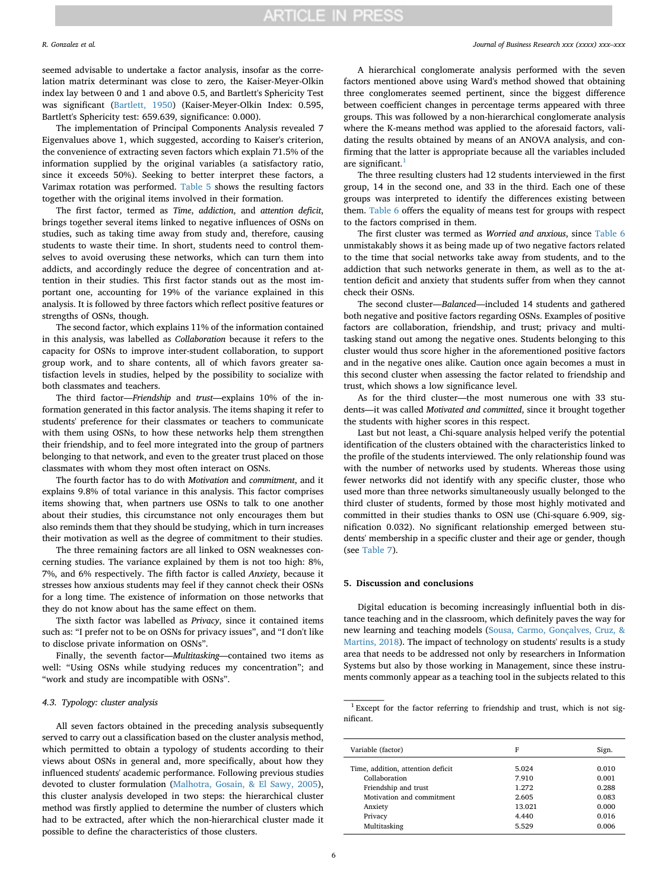seemed advisable to undertake a factor analysis, insofar as the correlation matrix determinant was close to zero, the Kaiser-Meyer-Olkin index lay between 0 and 1 and above 0.5, and Bartlett's Sphericity Test was significant (Bartlett, 1950) (Kaiser-Meyer-Olkin Index: 0.595, Bartlett's Sphericity test: 659.639, significance: 0.000).

The implementation of Principal Components Analysis revealed 7 Eigenvalues above 1, which suggested, according to Kaiser's criterion, the convenience of extracting seven factors which explain 71.5% of the information supplied by the original variables (a satisfactory ratio, since it exceeds 50%). Seeking to better interpret these factors, a Varimax rotation was performed. Table 5 shows the resulting factors together with the original items involved in their formation.

The first factor, termed as *Time, addiction,* and *attention deficit*, brings together several items linked to negative influences of OSNs on studies, such as taking time away from study and, therefore, causing students to waste their time. In short, students need to control themselves to avoid overusing these networks, which can turn them into addicts, and accordingly reduce the degree of concentration and attention in their studies. This first factor stands out as the most important one, accounting for 19% of the variance explained in this analysis. It is followed by three factors which reflect positive features or strengths of OSNs, though.

The second factor, which explains 11% of the information contained in this analysis, was labelled as *Collaboration* because it refers to the capacity for OSNs to improve inter-student collaboration, to support group work, and to share contents, all of which favors greater satisfaction levels in studies, helped by the possibility to socialize with both classmates and teachers.

The third factor—*Friendship* and *trust*—explains 10% of the information generated in this factor analysis. The items shaping it refer to students' preference for their classmates or teachers to communicate with them using OSNs, to how these networks help them strengthen their friendship, and to feel more integrated into the group of partners belonging to that network, and even to the greater trust placed on those classmates with whom they most often interact on OSNs.

The fourth factor has to do with *Motivation* and *commitment*, and it explains 9.8% of total variance in this analysis. This factor comprises items showing that, when partners use OSNs to talk to one another about their studies, this circumstance not only encourages them but also reminds them that they should be studying, which in turn increases their motivation as well as the degree of commitment to their studies.

The three remaining factors are all linked to OSN weaknesses concerning studies. The variance explained by them is not too high: 8%, 7%, and 6% respectively. The fifth factor is called *Anxiety*, because it stresses how anxious students may feel if they cannot check their OSNs for a long time. The existence of information on those networks that they do not know about has the same effect on them.

The sixth factor was labelled as *Privacy*, since it contained items such as: "I prefer not to be on OSNs for privacy issues", and "I don't like to disclose private information on OSNs".

Finally, the seventh factor—*Multitasking*—contained two items as well: "Using OSNs while studying reduces my concentration"; and "work and study are incompatible with OSNs".

### 4.3. Typology: cluster analysis

All seven factors obtained in the preceding analysis subsequently served to carry out a classification based on the cluster analysis method, which permitted to obtain a typology of students according to their views about OSNs in general and, more specifically, about how they influenced students' academic performance. Following previous studies devoted to cluster formulation (Malhotra, Gosain, & El Sawy, 2005), this cluster analysis developed in two steps: the hierarchical cluster method was firstly applied to determine the number of clusters which had to be extracted, after which the non-hierarchical cluster made it possible to define the characteristics of those clusters.

A hierarchical conglomerate analysis performed with the seven factors mentioned above using Ward's method showed that obtaining three conglomerates seemed pertinent, since the biggest difference between coefficient changes in percentage terms appeared with three groups. This was followed by a non-hierarchical conglomerate analysis where the K-means method was applied to the aforesaid factors, validating the results obtained by means of an ANOVA analysis, and confirming that the latter is appropriate because all the variables included are significant.[1]

The three resulting clusters had 12 students interviewed in the first group, 14 in the second one, and 33 in the third. Each one of these groups was interpreted to identify the differences existing between them. Table 6 offers the equality of means test for groups with respect to the factors comprised in them.

The first cluster was termed as *Worried and anxious*, since Table 6 unmistakably shows it as being made up of two negative factors related to the time that social networks take away from students, and to the addiction that such networks generate in them, as well as to the attention deficit and anxiety that students suffer from when they cannot check their OSNs.

The second cluster—*Balanced*—included 14 students and gathered both negative and positive factors regarding OSNs. Examples of positive factors are collaboration, friendship, and trust; privacy and multitasking stand out among the negative ones. Students belonging to this cluster would thus score higher in the aforementioned positive factors and in the negative ones alike. Caution once again becomes a must in this second cluster when assessing the factor related to friendship and trust, which shows a low significance level.

As for the third cluster—the most numerous one with 33 students—it was called *Motivated and committed*, since it brought together the students with higher scores in this respect.

Last but not least, a Chi-square analysis helped verify the potential identification of the clusters obtained with the characteristics linked to the profile of the students interviewed. The only relationship found was with the number of networks used by students. Whereas those using fewer networks did not identify with any specific cluster, those who used more than three networks simultaneously usually belonged to the third cluster of students, formed by those most highly motivated and committed in their studies thanks to OSN use (Chi-square 6.909, signification 0.032). No significant relationship emerged between students' membership in a specific cluster and their age or gender, though (see Table 7).

## 5. Discussion and conclusions

Digital education is becoming increasingly influential both in distance teaching and in the classroom, which definitely paves the way for new learning and teaching models (Sousa, Carmo, Gonçalves, Cruz, & Martins, 2018). The impact of technology on students' results is a study area that needs to be addressed not only by researchers in Information Systems but also by those working in Management, since these instruments commonly appear as a teaching tool in the subjects related to this

[1] Except for the factor referring to friendship and trust, which is not significant.

| Variable (factor) | F | Sign. |
|---|---|---|
| Time, addition, attention deficit | 5.024 | 0.010 |
| Collaboration | 7.910 | 0.001 |
| Friendship and trust | 1.272 | 0.288 |
| Motivation and commitment | 2.605 | 0.083 |
| Anxiety | 13.021 | 0.000 |
| Privacy | 4.440 | 0.016 |
| Multitasking | 5.529 | 0.006 |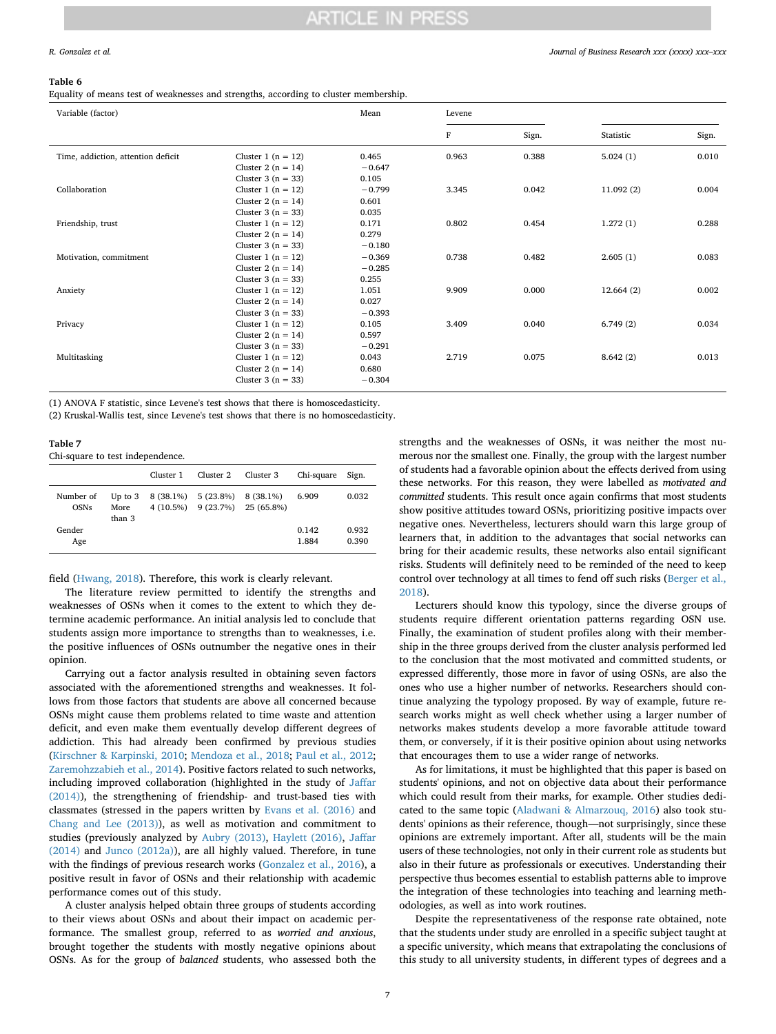**Table 6**
Equality of means test of weaknesses and strengths, according to cluster membership.

| Variable (factor) | | Mean | Levene | | | |
|---|---|---|---|---|---|---|
| | | | F | Sign. | Statistic | Sign. |
| Time, addiction, attention deficit | Cluster 1 (n = 12) | 0.465 | 0.963 | 0.388 | 5.024 (1) | 0.010 |
| | Cluster 2 (n = 14) | −0.647 | | | | |
| | Cluster 3 (n = 33) | 0.105 | | | | |
| Collaboration | Cluster 1 (n = 12) | −0.799 | 3.345 | 0.042 | 11.092 (2) | 0.004 |
| | Cluster 2 (n = 14) | 0.601 | | | | |
| | Cluster 3 (n = 33) | 0.035 | | | | |
| Friendship, trust | Cluster 1 (n = 12) | 0.171 | 0.802 | 0.454 | 1.272 (1) | 0.288 |
| | Cluster 2 (n = 14) | 0.279 | | | | |
| | Cluster 3 (n = 33) | −0.180 | | | | |
| Motivation, commitment | Cluster 1 (n = 12) | −0.369 | 0.738 | 0.482 | 2.605 (1) | 0.083 |
| | Cluster 2 (n = 14) | −0.285 | | | | |
| | Cluster 3 (n = 33) | 0.255 | | | | |
| Anxiety | Cluster 1 (n = 12) | 1.051 | 9.909 | 0.000 | 12.664 (2) | 0.002 |
| | Cluster 2 (n = 14) | 0.027 | | | | |
| | Cluster 3 (n = 33) | −0.393 | | | | |
| Privacy | Cluster 1 (n = 12) | 0.105 | 3.409 | 0.040 | 6.749 (2) | 0.034 |
| | Cluster 2 (n = 14) | 0.597 | | | | |
| | Cluster 3 (n = 33) | −0.291 | | | | |
| Multitasking | Cluster 1 (n = 12) | 0.043 | 2.719 | 0.075 | 8.642 (2) | 0.013 |
| | Cluster 2 (n = 14) | 0.680 | | | | |
| | Cluster 3 (n = 33) | −0.304 | | | | |

(1) ANOVA F statistic, since Levene's test shows that there is homoscedasticity.
(2) Kruskal-Wallis test, since Levene's test shows that there is no homoscedasticity.

**Table 7**
Chi-square to test independence.

| | | Cluster 1 | Cluster 2 | Cluster 3 | Chi-square | Sign. |
|---|---|---|---|---|---|---|
| Number of OSNs | Up to 3 | 8 (38.1%) | 5 (23.8%) | 8 (38.1%) | 6.909 | 0.032 |
| | More than 3 | 4 (10.5%) | 9 (23.7%) | 25 (65.8%) | | |
| Gender | | | | | 0.142 | 0.932 |
| Age | | | | | 1.884 | 0.390 |

field (Hwang, 2018). Therefore, this work is clearly relevant.

The literature review permitted to identify the strengths and weaknesses of OSNs when it comes to the extent to which they determine academic performance. An initial analysis led to conclude that students assign more importance to strengths than to weaknesses, i.e. the positive influences of OSNs outnumber the negative ones in their opinion.

Carrying out a factor analysis resulted in obtaining seven factors associated with the aforementioned strengths and weaknesses. It follows from those factors that students are above all concerned because OSNs might cause them problems related to time waste and attention deficit, and even make them eventually develop different degrees of addiction. This had already been confirmed by previous studies (Kirschner & Karpinski, 2010; Mendoza et al., 2018; Paul et al., 2012; Zaremohzzabieh et al., 2014). Positive factors related to such networks, including improved collaboration (highlighted in the study of Jaffar (2014)), the strengthening of friendship- and trust-based ties with classmates (stressed in the papers written by Evans et al. (2016) and Chang and Lee (2013)), as well as motivation and commitment to studies (previously analyzed by Aubry (2013), Haylett (2016), Jaffar (2014) and Junco (2012a)), are all highly valued. Therefore, in tune with the findings of previous research works (Gonzalez et al., 2016), a positive result in favor of OSNs and their relationship with academic performance comes out of this study.

A cluster analysis helped obtain three groups of students according to their views about OSNs and about their impact on academic performance. The smallest group, referred to as *worried and anxious*, brought together the students with mostly negative opinions about OSNs. As for the group of *balanced* students, who assessed both the strengths and the weaknesses of OSNs, it was neither the most numerous nor the smallest one. Finally, the group with the largest number of students had a favorable opinion about the effects derived from using these networks. For this reason, they were labelled as *motivated and committed* students. This result once again confirms that most students show positive attitudes toward OSNs, prioritizing positive impacts over negative ones. Nevertheless, lecturers should warn this large group of learners that, in addition to the advantages that social networks can bring for their academic results, these networks also entail significant risks. Students will definitely need to be reminded of the need to keep control over technology at all times to fend off such risks (Berger et al., 2018).

Lecturers should know this typology, since the diverse groups of students require different orientation patterns regarding OSN use. Finally, the examination of student profiles along with their membership in the three groups derived from the cluster analysis performed led to the conclusion that the most motivated and committed students, or expressed differently, those more in favor of using OSNs, are also the ones who use a higher number of networks. Researchers should continue analyzing the typology proposed. By way of example, future research works might as well check whether using a larger number of networks makes students develop a more favorable attitude toward them, or conversely, if it is their positive opinion about using networks that encourages them to use a wider range of networks.

As for limitations, it must be highlighted that this paper is based on students' opinions, and not on objective data about their performance which could result from their marks, for example. Other studies dedicated to the same topic (Aladwani & Almarzouq, 2016) also took students' opinions as their reference, though—not surprisingly, since these opinions are extremely important. After all, students will be the main users of these technologies, not only in their current role as students but also in their future as professionals or executives. Understanding their perspective thus becomes essential to establish patterns able to improve the integration of these technologies into teaching and learning methodologies, as well as into work routines.

Despite the representativeness of the response rate obtained, note that the students under study are enrolled in a specific subject taught at a specific university, which means that extrapolating the conclusions of this study to all university students, in different types of degrees and a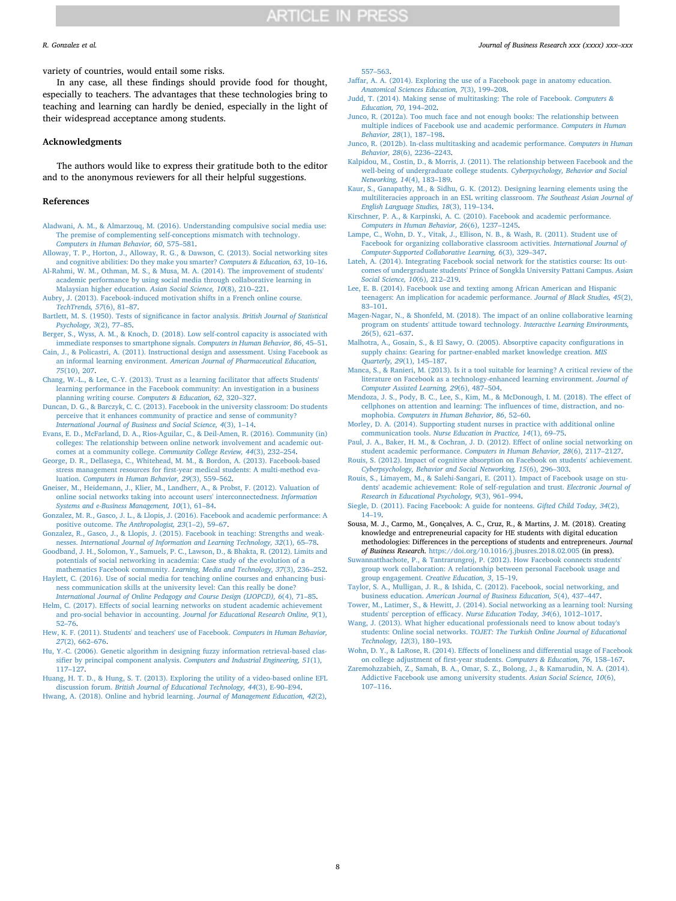variety of countries, would entail some risks.

In any case, all these findings should provide food for thought, especially to teachers. The advantages that these technologies bring to teaching and learning can hardly be denied, especially in the light of their widespread acceptance among students.

## Acknowledgments

The authors would like to express their gratitude both to the editor and to the anonymous reviewers for all their helpful suggestions.

## References

Aladwani, A. M., & Almarzouq, M. (2016). Understanding compulsive social media use: The premise of complementing self-conceptions mismatch with technology. *Computers in Human Behavior, 60*, 575–581.

Alloway, T. P., Horton, J., Alloway, R. G., & Dawson, C. (2013). Social networking sites and cognitive abilities: Do they make you smarter? *Computers & Education, 63*, 10–16.

Al-Rahmi, W. M., Othman, M. S., & Musa, M. A. (2014). The improvement of students' academic performance by using social media through collaborative learning in Malaysian higher education. *Asian Social Science, 10*(8), 210–221.

Aubry, J. (2013). Facebook-induced motivation shifts in a French online course. *TechTrends, 57*(6), 81–87.

Bartlett, M. S. (1950). Tests of significance in factor analysis. *British Journal of Statistical Psychology, 3*(2), 77–85.

Berger, S., Wyss, A. M., & Knoch, D. (2018). Low self-control capacity is associated with immediate responses to smartphone signals. *Computers in Human Behavior, 86*, 45–51.

Cain, J., & Policastri, A. (2011). Instructional design and assessment. Using Facebook as an informal learning environment. *American Journal of Pharmaceutical Education, 75*(10), 207.

Chang, W.-L., & Lee, C.-Y. (2013). Trust as a learning facilitator that affects Students' learning performance in the Facebook community: An investigation in a business planning writing course. *Computers & Education, 62*, 320–327.

Duncan, D. G., & Barczyk, C. C. (2013). Facebook in the university classroom: Do students perceive that it enhances community of practice and sense of community? *International Journal of Business and Social Science, 4*(3), 1–14.

Evans, E. D., McFarland, D. A., Rios-Aguilar, C., & Deil-Amen, R. (2016). Community (in) colleges: The relationship between online network involvement and academic outcomes at a community college. *Community College Review, 44*(3), 232–254.

George, D. R., Dellasega, C., Whitehead, M. M., & Bordon, A. (2013). Facebook-based stress management resources for first-year medical students: A multi-method evaluation. *Computers in Human Behavior, 29*(3), 559–562.

Gneiser, M., Heidemann, J., Klier, M., Landherr, A., & Probst, F. (2012). Valuation of online social networks taking into account users' interconnectedness. *Information Systems and e-Business Management, 10*(1), 61–84.

Gonzalez, M. R., Gasco, J. L., & Llopis, J. (2016). Facebook and academic performance: A positive outcome. *The Anthropologist, 23*(1–2), 59–67.

Gonzalez, R., Gasco, J., & Llopis, J. (2015). Facebook in teaching: Strengths and weaknesses. *International Journal of Information and Learning Technology, 32*(1), 65–78.

Goodband, J. H., Solomon, Y., Samuels, P. C., Lawson, D., & Bhakta, R. (2012). Limits and potentials of social networking in academia: Case study of the evolution of a mathematics Facebook community. *Learning, Media and Technology, 37*(3), 236–252.

Haylett, C. (2016). Use of social media for teaching online courses and enhancing business communication skills at the university level: Can this really be done? *International Journal of Online Pedagogy and Course Design (IJOPCD), 6*(4), 71–85.

Helm, C. (2017). Effects of social learning networks on student academic achievement and pro-social behavior in accounting. *Journal for Educational Research Online, 9*(1), 52–76.

Hew, K. F. (2011). Students' and teachers' use of Facebook. *Computers in Human Behavior, 27*(2), 662–676.

Hu, Y.-C. (2006). Genetic algorithm in designing fuzzy information retrieval-based classifier by principal component analysis. *Computers and Industrial Engineering, 51*(1), 117–127.

Huang, H. T. D., & Hung, S. T. (2013). Exploring the utility of a video-based online EFL discussion forum. *British Journal of Educational Technology, 44*(3), E-90–E94.

Hwang, A. (2018). Online and hybrid learning. *Journal of Management Education, 42*(2), 557–563.

Jaffar, A. A. (2014). Exploring the use of a Facebook page in anatomy education. *Anatomical Sciences Education, 7*(3), 199–208.

Judd, T. (2014). Making sense of multitasking: The role of Facebook. *Computers & Education, 70*, 194–202.

Junco, R. (2012a). Too much face and not enough books: The relationship between multiple indices of Facebook use and academic performance. *Computers in Human Behavior, 28*(1), 187–198.

Junco, R. (2012b). In-class multitasking and academic performance. *Computers in Human Behavior, 28*(6), 2236–2243.

Kalpidou, M., Costin, D., & Morris, J. (2011). The relationship between Facebook and the well-being of undergraduate college students. *Cyberpsychology, Behavior and Social Networking, 14*(4), 183–189.

Kaur, S., Ganapathy, M., & Sidhu, G. K. (2012). Designing learning elements using the multiliteracies approach in an ESL writing classroom. *The Southeast Asian Journal of English Language Studies, 18*(3), 119–134.

Kirschner, P. A., & Karpinski, A. C. (2010). Facebook and academic performance. *Computers in Human Behavior, 26*(6), 1237–1245.

Lampe, C., Wohn, D. Y., Vitak, J., Ellison, N. B., & Wash, R. (2011). Student use of Facebook for organizing collaborative classroom activities. *International Journal of Computer-Supported Collaborative Learning, 6*(3), 329–347.

Lateh, A. (2014). Integrating Facebook social network for the statistics course: Its outcomes of undergraduate students' Prince of Songkla University Pattani Campus. *Asian Social Science, 10*(6), 212–219.

Lee, E. B. (2014). Facebook use and texting among African American and Hispanic teenagers: An implication for academic performance. *Journal of Black Studies, 45*(2), 83–101.

Magen-Nagar, N., & Shonfeld, M. (2018). The impact of an online collaborative learning program on students' attitude toward technology. *Interactive Learning Environments, 26*(5), 621–637.

Malhotra, A., Gosain, S., & El Sawy, O. (2005). Absorptive capacity configurations in supply chains: Gearing for partner-enabled market knowledge creation. *MIS Quarterly, 29*(1), 145–187.

Manca, S., & Ranieri, M. (2013). Is it a tool suitable for learning? A critical review of the literature on Facebook as a technology-enhanced learning environment. *Journal of Computer Assisted Learning, 29*(6), 487–504.

Mendoza, J. S., Pody, B. C., Lee, S., Kim, M., & McDonough, I. M. (2018). The effect of cellphones on attention and learning: The influences of time, distraction, and nomophobia. *Computers in Human Behavior, 86*, 52–60.

Morley, D. A. (2014). Supporting student nurses in practice with additional online communication tools. *Nurse Education in Practice, 14*(1), 69–75.

Paul, J. A., Baker, H. M., & Cochran, J. D. (2012). Effect of online social networking on student academic performance. *Computers in Human Behavior, 28*(6), 2117–2127.

Rouis, S. (2012). Impact of cognitive absorption on Facebook on students' achievement. *Cyberpsychology, Behavior and Social Networking, 15*(6), 296–303.

Rouis, S., Limayem, M., & Salehi-Sangari, E. (2011). Impact of Facebook usage on students' academic achievement: Role of self-regulation and trust. *Electronic Journal of Research in Educational Psychology, 9*(3), 961–994.

Siegle, D. (2011). Facing Facebook: A guide for nonteens. *Gifted Child Today, 34*(2), 14–19.

Sousa, M. J., Carmo, M., Gonçalves, A. C., Cruz, R., & Martins, J. M. (2018). Creating knowledge and entrepreneurial capacity for HE students with digital education methodologies: Differences in the perceptions of students and entrepreneurs. *Journal of Business Research*. https://doi.org/10.1016/j.jbusres.2018.02.005 (in press).

Suwannatthachote, P., & Tantrarungroj, P. (2012). How Facebook connects students' group work collaboration: A relationship between personal Facebook usage and group engagement. *Creative Education, 3*, 15–19.

Taylor, S. A., Mulligan, J. R., & Ishida, C. (2012). Facebook, social networking, and business education. *American Journal of Business Education, 5*(4), 437–447.

Tower, M., Latimer, S., & Hewitt, J. (2014). Social networking as a learning tool: Nursing students' perception of efficacy. *Nurse Education Today, 34*(6), 1012–1017.

Wang, J. (2013). What higher educational professionals need to know about today's students: Online social networks. *TOJET: The Turkish Online Journal of Educational Technology, 12*(3), 180–193.

Wohn, D. Y., & LaRose, R. (2014). Effects of loneliness and differential usage of Facebook on college adjustment of first-year students. *Computers & Education, 76*, 158–167.

Zaremohzzabieh, Z., Samah, B. A., Omar, S. Z., Bolong, J., & Kamarudin, N. A. (2014). Addictive Facebook use among university students. *Asian Social Science, 10*(6), 107–116.